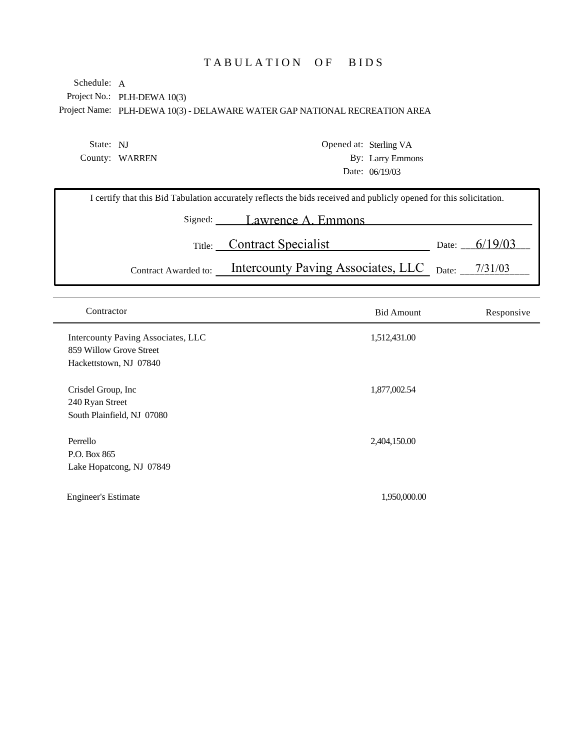# TABULATION OF BIDS

Schedule: A

Project No.: PLH-DEWA 10(3)

Project Name: PLH-DEWA 10(3) - DELAWARE WATER GAP NATIONAL RECREATION AREA

State: NJ

County: WARREN

Opened at: Sterling VA

By: Larry Emmons

Date: 06/19/03

I certify that this Bid Tabulation accurately reflects the bids received and publicly opened for this solicitation.

Signed: Lawrence A. Emmons

Title: Contract Specialist Date: 6/19/03

Contract Awarded to: Intercounty Paving Associates, LLC Date: 7/31/03

| Contractor | Bid Amount | Responsive |
|---|---|---|
| Intercounty Paving Associates, LLC<br>859 Willow Grove Street<br>Hackettstown, NJ 07840 | 1,512,431.00 | |
| Crisdel Group, Inc<br>240 Ryan Street<br>South Plainfield, NJ 07080 | 1,877,002.54 | |
| Perrello<br>P.O. Box 865<br>Lake Hopatcong, NJ 07849 | 2,404,150.00 | |
| Engineer's Estimate | 1,950,000.00 | |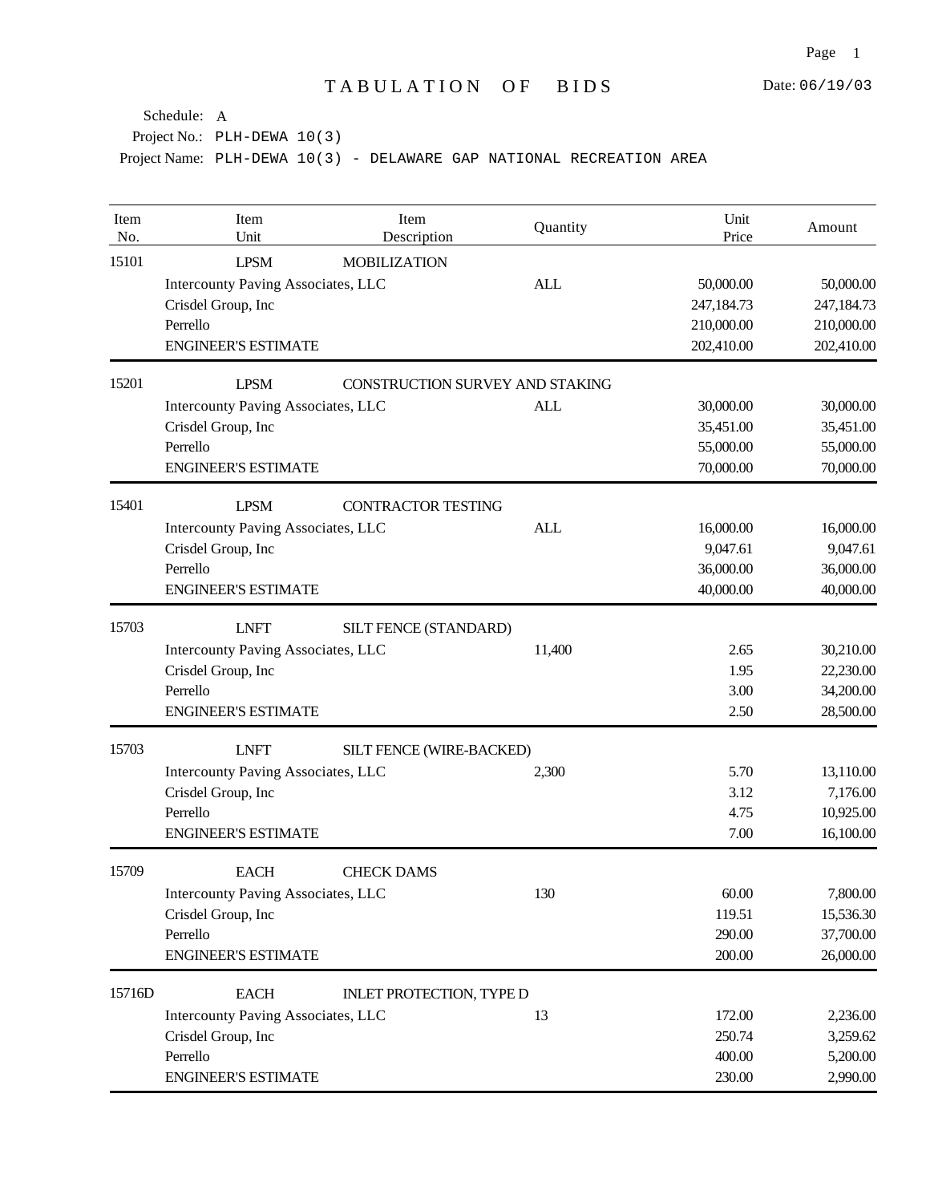# TABULATION OF BIDS

Date: 06/19/03

Schedule: A

Project No.: PLH-DEWA 10(3)

Project Name: PLH-DEWA 10(3) - DELAWARE GAP NATIONAL RECREATION AREA

| Item No. | Item Unit | Item Description | Quantity | Unit Price | Amount |
|---|---|---|---|---|---|
| 15101 | LPSM | MOBILIZATION | | | |
| | Intercounty Paving Associates, LLC | | ALL | 50,000.00 | 50,000.00 |
| | Crisdel Group, Inc | | | 247,184.73 | 247,184.73 |
| | Perrello | | | 210,000.00 | 210,000.00 |
| | ENGINEER'S ESTIMATE | | | 202,410.00 | 202,410.00 |
| 15201 | LPSM | CONSTRUCTION SURVEY AND STAKING | | | |
| | Intercounty Paving Associates, LLC | | ALL | 30,000.00 | 30,000.00 |
| | Crisdel Group, Inc | | | 35,451.00 | 35,451.00 |
| | Perrello | | | 55,000.00 | 55,000.00 |
| | ENGINEER'S ESTIMATE | | | 70,000.00 | 70,000.00 |
| 15401 | LPSM | CONTRACTOR TESTING | | | |
| | Intercounty Paving Associates, LLC | | ALL | 16,000.00 | 16,000.00 |
| | Crisdel Group, Inc | | | 9,047.61 | 9,047.61 |
| | Perrello | | | 36,000.00 | 36,000.00 |
| | ENGINEER'S ESTIMATE | | | 40,000.00 | 40,000.00 |
| 15703 | LNFT | SILT FENCE (STANDARD) | | | |
| | Intercounty Paving Associates, LLC | | 11,400 | 2.65 | 30,210.00 |
| | Crisdel Group, Inc | | | 1.95 | 22,230.00 |
| | Perrello | | | 3.00 | 34,200.00 |
| | ENGINEER'S ESTIMATE | | | 2.50 | 28,500.00 |
| 15703 | LNFT | SILT FENCE (WIRE-BACKED) | | | |
| | Intercounty Paving Associates, LLC | | 2,300 | 5.70 | 13,110.00 |
| | Crisdel Group, Inc | | | 3.12 | 7,176.00 |
| | Perrello | | | 4.75 | 10,925.00 |
| | ENGINEER'S ESTIMATE | | | 7.00 | 16,100.00 |
| 15709 | EACH | CHECK DAMS | | | |
| | Intercounty Paving Associates, LLC | | 130 | 60.00 | 7,800.00 |
| | Crisdel Group, Inc | | | 119.51 | 15,536.30 |
| | Perrello | | | 290.00 | 37,700.00 |
| | ENGINEER'S ESTIMATE | | | 200.00 | 26,000.00 |
| 15716D | EACH | INLET PROTECTION, TYPE D | | | |
| | Intercounty Paving Associates, LLC | | 13 | 172.00 | 2,236.00 |
| | Crisdel Group, Inc | | | 250.74 | 3,259.62 |
| | Perrello | | | 400.00 | 5,200.00 |
| | ENGINEER'S ESTIMATE | | | 230.00 | 2,990.00 |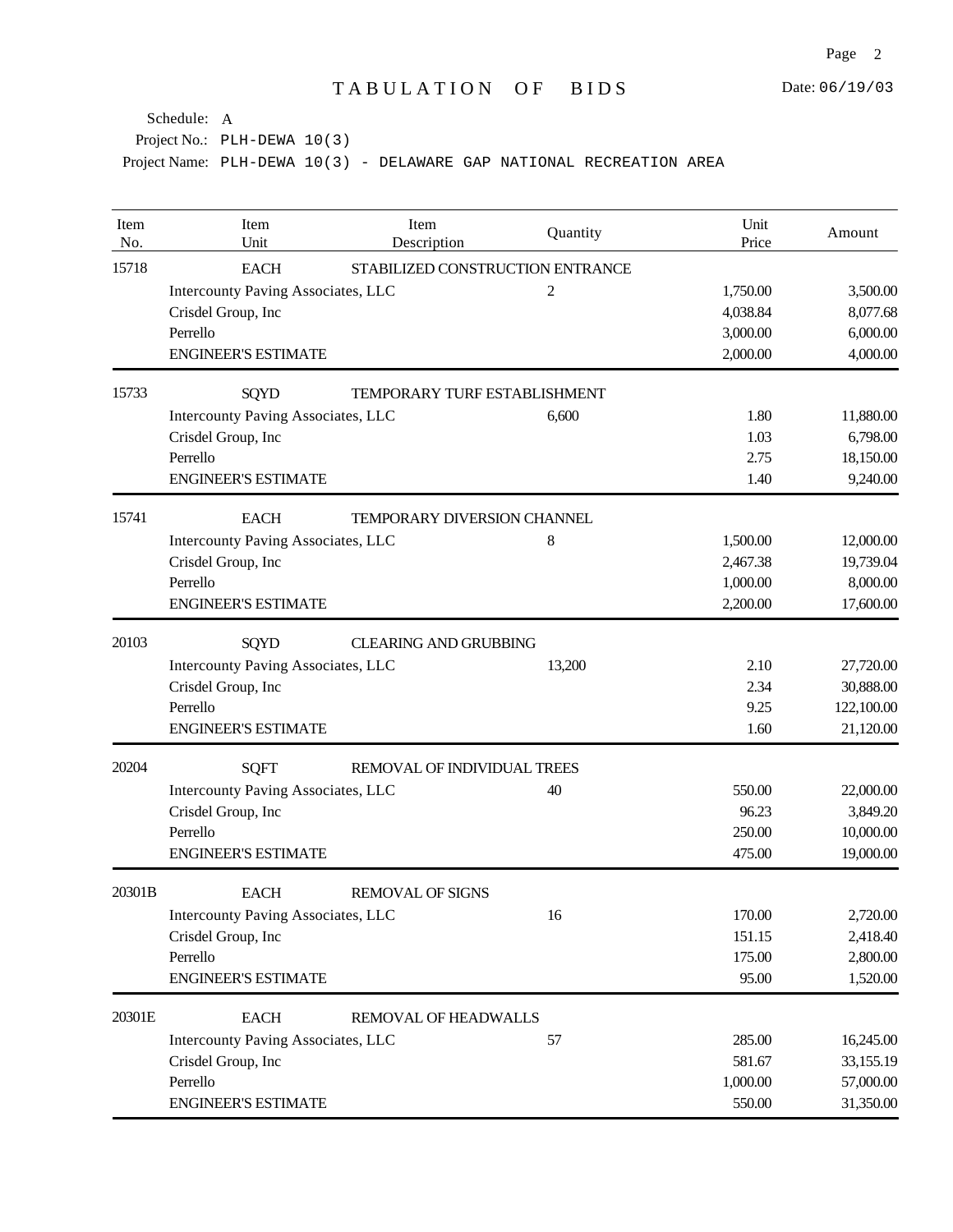# TABULATION OF BIDS

Date: 06/19/03

Schedule: A

Project No.: PLH-DEWA 10(3)

Project Name: PLH-DEWA 10(3) - DELAWARE GAP NATIONAL RECREATION AREA

| Item No. | Item Unit | Item Description | Quantity | Unit Price | Amount |
|---|---|---|---|---|---|
| 15718 | EACH | STABILIZED CONSTRUCTION ENTRANCE | | | |
| | Intercounty Paving Associates, LLC | | 2 | 1,750.00 | 3,500.00 |
| | Crisdel Group, Inc | | | 4,038.84 | 8,077.68 |
| | Perrello | | | 3,000.00 | 6,000.00 |
| | ENGINEER'S ESTIMATE | | | 2,000.00 | 4,000.00 |
| 15733 | SQYD | TEMPORARY TURF ESTABLISHMENT | | | |
| | Intercounty Paving Associates, LLC | | 6,600 | 1.80 | 11,880.00 |
| | Crisdel Group, Inc | | | 1.03 | 6,798.00 |
| | Perrello | | | 2.75 | 18,150.00 |
| | ENGINEER'S ESTIMATE | | | 1.40 | 9,240.00 |
| 15741 | EACH | TEMPORARY DIVERSION CHANNEL | | | |
| | Intercounty Paving Associates, LLC | | 8 | 1,500.00 | 12,000.00 |
| | Crisdel Group, Inc | | | 2,467.38 | 19,739.04 |
| | Perrello | | | 1,000.00 | 8,000.00 |
| | ENGINEER'S ESTIMATE | | | 2,200.00 | 17,600.00 |
| 20103 | SQYD | CLEARING AND GRUBBING | | | |
| | Intercounty Paving Associates, LLC | | 13,200 | 2.10 | 27,720.00 |
| | Crisdel Group, Inc | | | 2.34 | 30,888.00 |
| | Perrello | | | 9.25 | 122,100.00 |
| | ENGINEER'S ESTIMATE | | | 1.60 | 21,120.00 |
| 20204 | SQFT | REMOVAL OF INDIVIDUAL TREES | | | |
| | Intercounty Paving Associates, LLC | | 40 | 550.00 | 22,000.00 |
| | Crisdel Group, Inc | | | 96.23 | 3,849.20 |
| | Perrello | | | 250.00 | 10,000.00 |
| | ENGINEER'S ESTIMATE | | | 475.00 | 19,000.00 |
| 20301B | EACH | REMOVAL OF SIGNS | | | |
| | Intercounty Paving Associates, LLC | | 16 | 170.00 | 2,720.00 |
| | Crisdel Group, Inc | | | 151.15 | 2,418.40 |
| | Perrello | | | 175.00 | 2,800.00 |
| | ENGINEER'S ESTIMATE | | | 95.00 | 1,520.00 |
| 20301E | EACH | REMOVAL OF HEADWALLS | | | |
| | Intercounty Paving Associates, LLC | | 57 | 285.00 | 16,245.00 |
| | Crisdel Group, Inc | | | 581.67 | 33,155.19 |
| | Perrello | | | 1,000.00 | 57,000.00 |
| | ENGINEER'S ESTIMATE | | | 550.00 | 31,350.00 |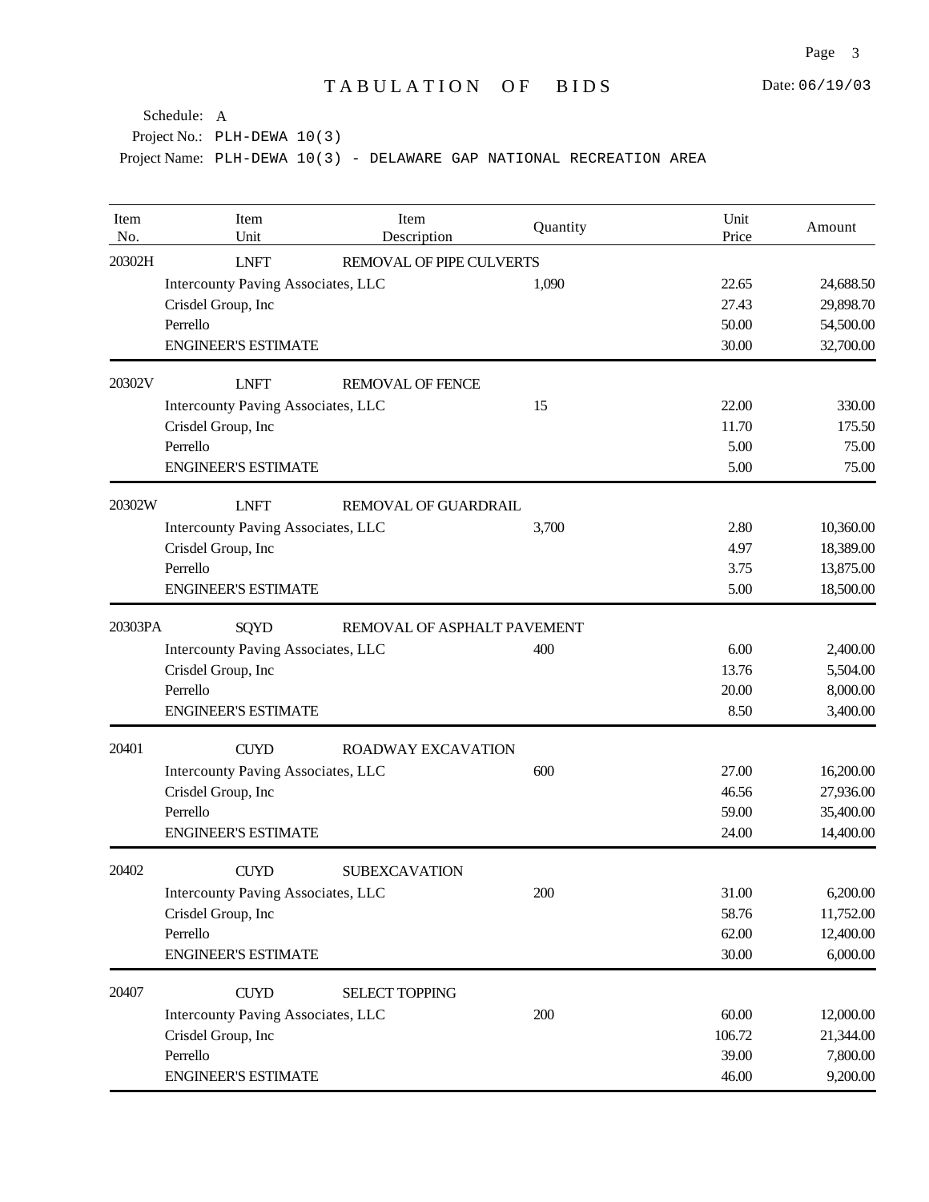# TABULATION OF BIDS

Date: 06/19/03

Schedule: A

Project No.: PLH-DEWA 10(3)

Project Name: PLH-DEWA 10(3) - DELAWARE GAP NATIONAL RECREATION AREA

| Item No. | Item Unit | Item Description | Quantity | Unit Price | Amount |
|---|---|---|---|---|---|
| 20302H | LNFT | REMOVAL OF PIPE CULVERTS | | | |
| | Intercounty Paving Associates, LLC | | 1,090 | 22.65 | 24,688.50 |
| | Crisdel Group, Inc | | | 27.43 | 29,898.70 |
| | Perrello | | | 50.00 | 54,500.00 |
| | ENGINEER'S ESTIMATE | | | 30.00 | 32,700.00 |
| 20302V | LNFT | REMOVAL OF FENCE | | | |
| | Intercounty Paving Associates, LLC | | 15 | 22.00 | 330.00 |
| | Crisdel Group, Inc | | | 11.70 | 175.50 |
| | Perrello | | | 5.00 | 75.00 |
| | ENGINEER'S ESTIMATE | | | 5.00 | 75.00 |
| 20302W | LNFT | REMOVAL OF GUARDRAIL | | | |
| | Intercounty Paving Associates, LLC | | 3,700 | 2.80 | 10,360.00 |
| | Crisdel Group, Inc | | | 4.97 | 18,389.00 |
| | Perrello | | | 3.75 | 13,875.00 |
| | ENGINEER'S ESTIMATE | | | 5.00 | 18,500.00 |
| 20303PA | SQYD | REMOVAL OF ASPHALT PAVEMENT | | | |
| | Intercounty Paving Associates, LLC | | 400 | 6.00 | 2,400.00 |
| | Crisdel Group, Inc | | | 13.76 | 5,504.00 |
| | Perrello | | | 20.00 | 8,000.00 |
| | ENGINEER'S ESTIMATE | | | 8.50 | 3,400.00 |
| 20401 | CUYD | ROADWAY EXCAVATION | | | |
| | Intercounty Paving Associates, LLC | | 600 | 27.00 | 16,200.00 |
| | Crisdel Group, Inc | | | 46.56 | 27,936.00 |
| | Perrello | | | 59.00 | 35,400.00 |
| | ENGINEER'S ESTIMATE | | | 24.00 | 14,400.00 |
| 20402 | CUYD | SUBEXCAVATION | | | |
| | Intercounty Paving Associates, LLC | | 200 | 31.00 | 6,200.00 |
| | Crisdel Group, Inc | | | 58.76 | 11,752.00 |
| | Perrello | | | 62.00 | 12,400.00 |
| | ENGINEER'S ESTIMATE | | | 30.00 | 6,000.00 |
| 20407 | CUYD | SELECT TOPPING | | | |
| | Intercounty Paving Associates, LLC | | 200 | 60.00 | 12,000.00 |
| | Crisdel Group, Inc | | | 106.72 | 21,344.00 |
| | Perrello | | | 39.00 | 7,800.00 |
| | ENGINEER'S ESTIMATE | | | 46.00 | 9,200.00 |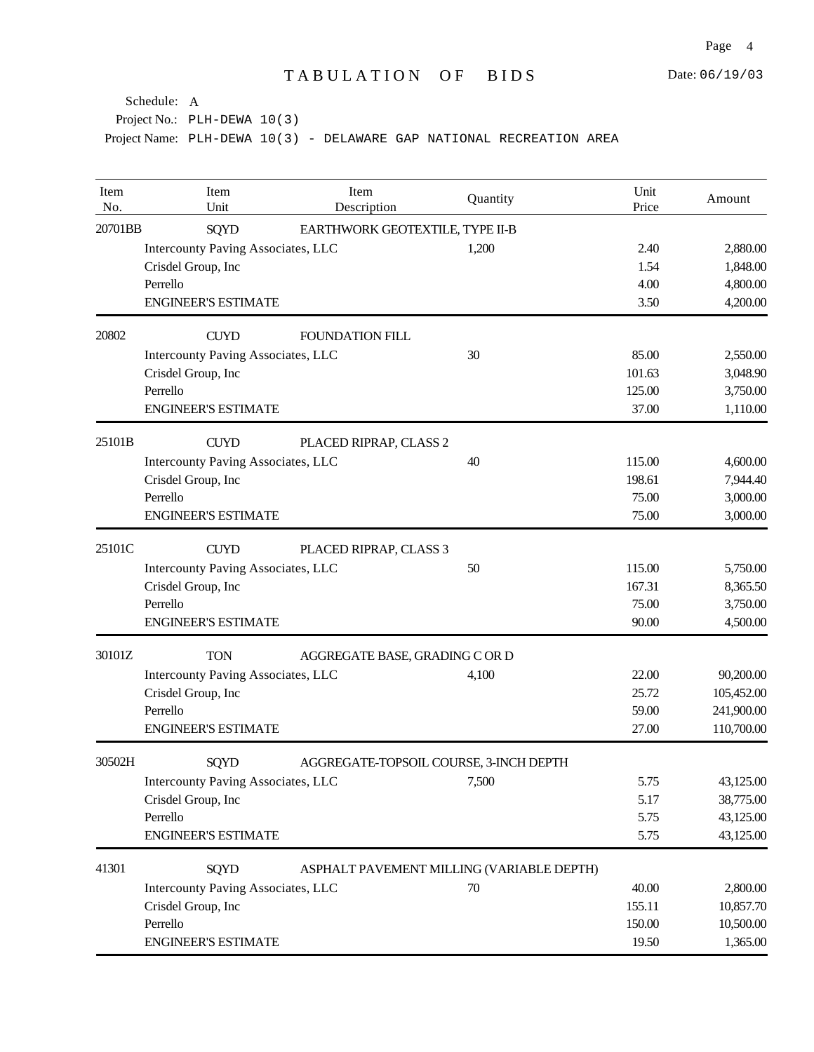# TABULATION OF BIDS

Date: 06/19/03

Schedule: A

Project No.: PLH-DEWA 10(3)

Project Name: PLH-DEWA 10(3) - DELAWARE GAP NATIONAL RECREATION AREA

| Item No. | Item Unit | Item Description | Quantity | Unit Price | Amount |
|---|---|---|---|---|---|
| 20701BB | SQYD | EARTHWORK GEOTEXTILE, TYPE II-B | | | |
| | Intercounty Paving Associates, LLC | | 1,200 | 2.40 | 2,880.00 |
| | Crisdel Group, Inc | | | 1.54 | 1,848.00 |
| | Perrello | | | 4.00 | 4,800.00 |
| | ENGINEER'S ESTIMATE | | | 3.50 | 4,200.00 |
| 20802 | CUYD | FOUNDATION FILL | | | |
| | Intercounty Paving Associates, LLC | | 30 | 85.00 | 2,550.00 |
| | Crisdel Group, Inc | | | 101.63 | 3,048.90 |
| | Perrello | | | 125.00 | 3,750.00 |
| | ENGINEER'S ESTIMATE | | | 37.00 | 1,110.00 |
| 25101B | CUYD | PLACED RIPRAP, CLASS 2 | | | |
| | Intercounty Paving Associates, LLC | | 40 | 115.00 | 4,600.00 |
| | Crisdel Group, Inc | | | 198.61 | 7,944.40 |
| | Perrello | | | 75.00 | 3,000.00 |
| | ENGINEER'S ESTIMATE | | | 75.00 | 3,000.00 |
| 25101C | CUYD | PLACED RIPRAP, CLASS 3 | | | |
| | Intercounty Paving Associates, LLC | | 50 | 115.00 | 5,750.00 |
| | Crisdel Group, Inc | | | 167.31 | 8,365.50 |
| | Perrello | | | 75.00 | 3,750.00 |
| | ENGINEER'S ESTIMATE | | | 90.00 | 4,500.00 |
| 30101Z | TON | AGGREGATE BASE, GRADING C OR D | | | |
| | Intercounty Paving Associates, LLC | | 4,100 | 22.00 | 90,200.00 |
| | Crisdel Group, Inc | | | 25.72 | 105,452.00 |
| | Perrello | | | 59.00 | 241,900.00 |
| | ENGINEER'S ESTIMATE | | | 27.00 | 110,700.00 |
| 30502H | SQYD | AGGREGATE-TOPSOIL COURSE, 3-INCH DEPTH | | | |
| | Intercounty Paving Associates, LLC | | 7,500 | 5.75 | 43,125.00 |
| | Crisdel Group, Inc | | | 5.17 | 38,775.00 |
| | Perrello | | | 5.75 | 43,125.00 |
| | ENGINEER'S ESTIMATE | | | 5.75 | 43,125.00 |
| 41301 | SQYD | ASPHALT PAVEMENT MILLING (VARIABLE DEPTH) | | | |
| | Intercounty Paving Associates, LLC | | 70 | 40.00 | 2,800.00 |
| | Crisdel Group, Inc | | | 155.11 | 10,857.70 |
| | Perrello | | | 150.00 | 10,500.00 |
| | ENGINEER'S ESTIMATE | | | 19.50 | 1,365.00 |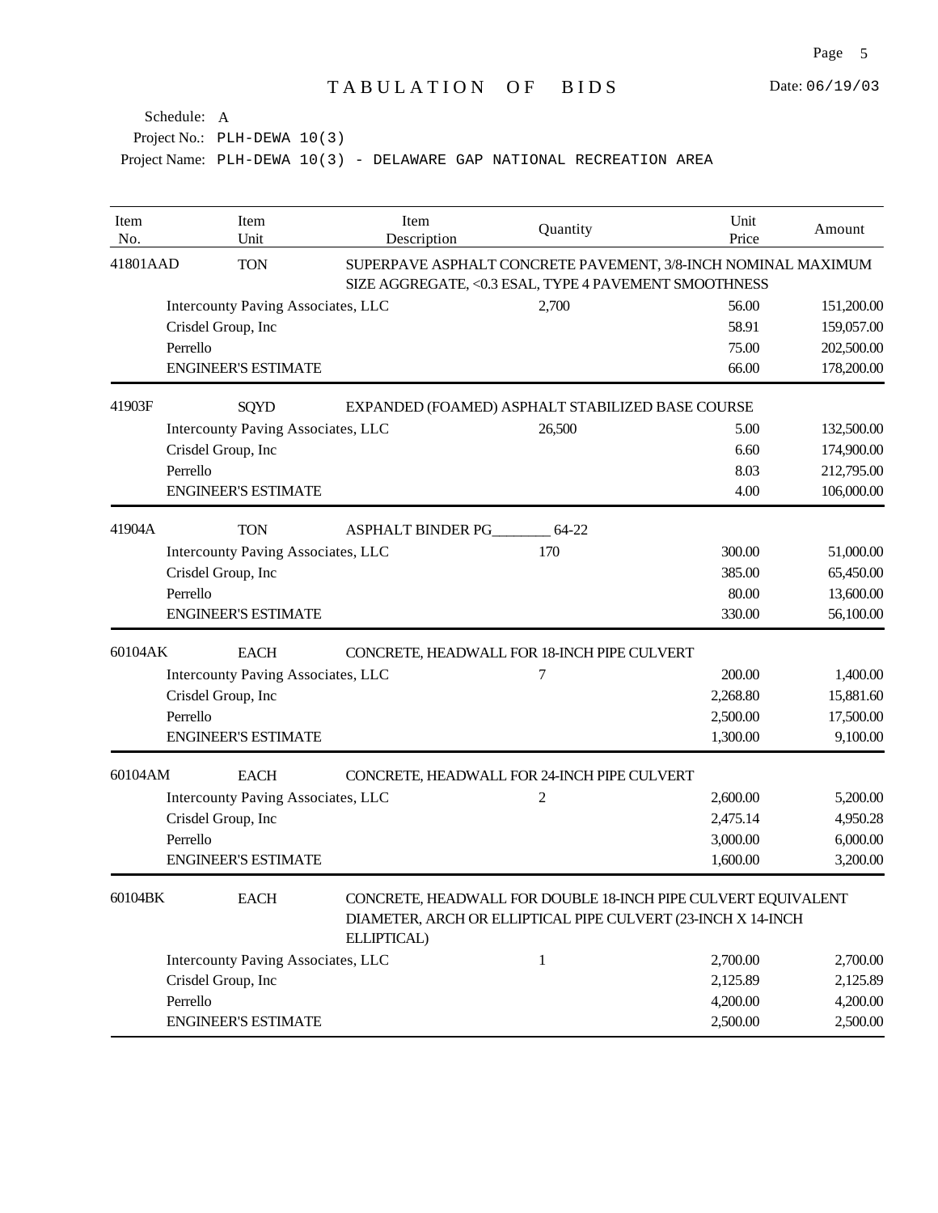# TABULATION OF BIDS

Date: 06/19/03

Schedule: A

Project No.: PLH-DEWA 10(3)

Project Name: PLH-DEWA 10(3) - DELAWARE GAP NATIONAL RECREATION AREA

| Item No. | Item Unit | Item Description | Quantity | Unit Price | Amount |
|---|---|---|---|---|---|
| 41801AAD | TON | SUPERPAVE ASPHALT CONCRETE PAVEMENT, 3/8-INCH NOMINAL MAXIMUM SIZE AGGREGATE, <0.3 ESAL, TYPE 4 PAVEMENT SMOOTHNESS | | | |
| | Intercounty Paving Associates, LLC | | 2,700 | 56.00 | 151,200.00 |
| | Crisdel Group, Inc | | | 58.91 | 159,057.00 |
| | Perrello | | | 75.00 | 202,500.00 |
| | ENGINEER'S ESTIMATE | | | 66.00 | 178,200.00 |
| 41903F | SQYD | EXPANDED (FOAMED) ASPHALT STABILIZED BASE COURSE | | | |
| | Intercounty Paving Associates, LLC | | 26,500 | 5.00 | 132,500.00 |
| | Crisdel Group, Inc | | | 6.60 | 174,900.00 |
| | Perrello | | | 8.03 | 212,795.00 |
| | ENGINEER'S ESTIMATE | | | 4.00 | 106,000.00 |
| 41904A | TON | ASPHALT BINDER PG________ 64-22 | | | |
| | Intercounty Paving Associates, LLC | | 170 | 300.00 | 51,000.00 |
| | Crisdel Group, Inc | | | 385.00 | 65,450.00 |
| | Perrello | | | 80.00 | 13,600.00 |
| | ENGINEER'S ESTIMATE | | | 330.00 | 56,100.00 |
| 60104AK | EACH | CONCRETE, HEADWALL FOR 18-INCH PIPE CULVERT | | | |
| | Intercounty Paving Associates, LLC | | 7 | 200.00 | 1,400.00 |
| | Crisdel Group, Inc | | | 2,268.80 | 15,881.60 |
| | Perrello | | | 2,500.00 | 17,500.00 |
| | ENGINEER'S ESTIMATE | | | 1,300.00 | 9,100.00 |
| 60104AM | EACH | CONCRETE, HEADWALL FOR 24-INCH PIPE CULVERT | | | |
| | Intercounty Paving Associates, LLC | | 2 | 2,600.00 | 5,200.00 |
| | Crisdel Group, Inc | | | 2,475.14 | 4,950.28 |
| | Perrello | | | 3,000.00 | 6,000.00 |
| | ENGINEER'S ESTIMATE | | | 1,600.00 | 3,200.00 |
| 60104BK | EACH | CONCRETE, HEADWALL FOR DOUBLE 18-INCH PIPE CULVERT EQUIVALENT DIAMETER, ARCH OR ELLIPTICAL PIPE CULVERT (23-INCH X 14-INCH ELLIPTICAL) | | | |
| | Intercounty Paving Associates, LLC | | 1 | 2,700.00 | 2,700.00 |
| | Crisdel Group, Inc | | | 2,125.89 | 2,125.89 |
| | Perrello | | | 4,200.00 | 4,200.00 |
| | ENGINEER'S ESTIMATE | | | 2,500.00 | 2,500.00 |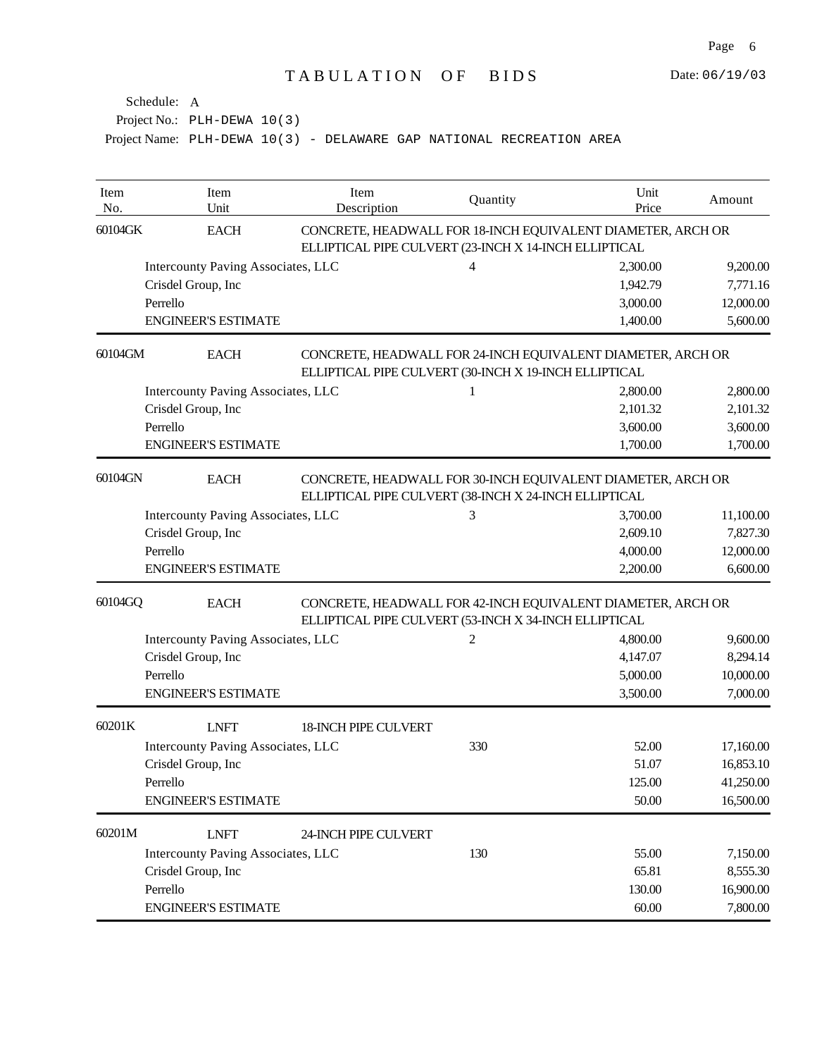# TABULATION OF BIDS

Date: 06/19/03

Schedule: A

Project No.: PLH-DEWA 10(3)

Project Name: PLH-DEWA 10(3) - DELAWARE GAP NATIONAL RECREATION AREA

| Item No. | Item Unit | Item Description | Quantity | Unit Price | Amount |
|---|---|---|---|---|---|
| 60104GK | EACH | CONCRETE, HEADWALL FOR 18-INCH EQUIVALENT DIAMETER, ARCH OR ELLIPTICAL PIPE CULVERT (23-INCH X 14-INCH ELLIPTICAL | | | |
| | Intercounty Paving Associates, LLC | | 4 | 2,300.00 | 9,200.00 |
| | Crisdel Group, Inc | | | 1,942.79 | 7,771.16 |
| | Perrello | | | 3,000.00 | 12,000.00 |
| | ENGINEER'S ESTIMATE | | | 1,400.00 | 5,600.00 |
| 60104GM | EACH | CONCRETE, HEADWALL FOR 24-INCH EQUIVALENT DIAMETER, ARCH OR ELLIPTICAL PIPE CULVERT (30-INCH X 19-INCH ELLIPTICAL | | | |
| | Intercounty Paving Associates, LLC | | 1 | 2,800.00 | 2,800.00 |
| | Crisdel Group, Inc | | | 2,101.32 | 2,101.32 |
| | Perrello | | | 3,600.00 | 3,600.00 |
| | ENGINEER'S ESTIMATE | | | 1,700.00 | 1,700.00 |
| 60104GN | EACH | CONCRETE, HEADWALL FOR 30-INCH EQUIVALENT DIAMETER, ARCH OR ELLIPTICAL PIPE CULVERT (38-INCH X 24-INCH ELLIPTICAL | | | |
| | Intercounty Paving Associates, LLC | | 3 | 3,700.00 | 11,100.00 |
| | Crisdel Group, Inc | | | 2,609.10 | 7,827.30 |
| | Perrello | | | 4,000.00 | 12,000.00 |
| | ENGINEER'S ESTIMATE | | | 2,200.00 | 6,600.00 |
| 60104GQ | EACH | CONCRETE, HEADWALL FOR 42-INCH EQUIVALENT DIAMETER, ARCH OR ELLIPTICAL PIPE CULVERT (53-INCH X 34-INCH ELLIPTICAL | | | |
| | Intercounty Paving Associates, LLC | | 2 | 4,800.00 | 9,600.00 |
| | Crisdel Group, Inc | | | 4,147.07 | 8,294.14 |
| | Perrello | | | 5,000.00 | 10,000.00 |
| | ENGINEER'S ESTIMATE | | | 3,500.00 | 7,000.00 |
| 60201K | LNFT | 18-INCH PIPE CULVERT | | | |
| | Intercounty Paving Associates, LLC | | 330 | 52.00 | 17,160.00 |
| | Crisdel Group, Inc | | | 51.07 | 16,853.10 |
| | Perrello | | | 125.00 | 41,250.00 |
| | ENGINEER'S ESTIMATE | | | 50.00 | 16,500.00 |
| 60201M | LNFT | 24-INCH PIPE CULVERT | | | |
| | Intercounty Paving Associates, LLC | | 130 | 55.00 | 7,150.00 |
| | Crisdel Group, Inc | | | 65.81 | 8,555.30 |
| | Perrello | | | 130.00 | 16,900.00 |
| | ENGINEER'S ESTIMATE | | | 60.00 | 7,800.00 |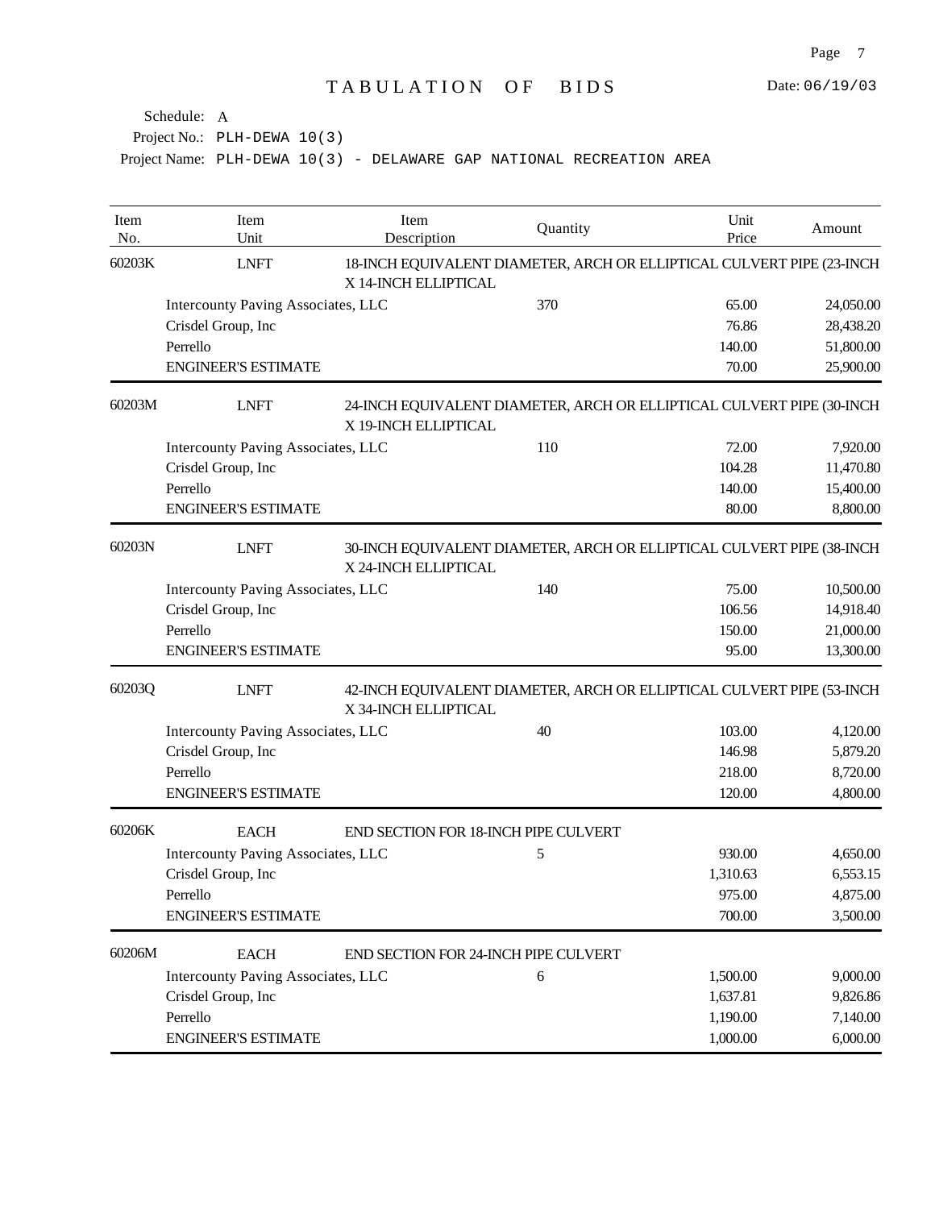# TABULATION OF BIDS

Date: 06/19/03

Schedule: A

Project No.: PLH-DEWA 10(3)

Project Name: PLH-DEWA 10(3) - DELAWARE GAP NATIONAL RECREATION AREA

| Item No. | Item Unit | Item Description | Quantity | Unit Price | Amount |
|---|---|---|---|---|---|
| 60203K | LNFT | 18-INCH EQUIVALENT DIAMETER, ARCH OR ELLIPTICAL CULVERT PIPE (23-INCH X 14-INCH ELLIPTICAL | | | |
| | Intercounty Paving Associates, LLC | | 370 | 65.00 | 24,050.00 |
| | Crisdel Group, Inc | | | 76.86 | 28,438.20 |
| | Perrello | | | 140.00 | 51,800.00 |
| | ENGINEER'S ESTIMATE | | | 70.00 | 25,900.00 |
| 60203M | LNFT | 24-INCH EQUIVALENT DIAMETER, ARCH OR ELLIPTICAL CULVERT PIPE (30-INCH X 19-INCH ELLIPTICAL | | | |
| | Intercounty Paving Associates, LLC | | 110 | 72.00 | 7,920.00 |
| | Crisdel Group, Inc | | | 104.28 | 11,470.80 |
| | Perrello | | | 140.00 | 15,400.00 |
| | ENGINEER'S ESTIMATE | | | 80.00 | 8,800.00 |
| 60203N | LNFT | 30-INCH EQUIVALENT DIAMETER, ARCH OR ELLIPTICAL CULVERT PIPE (38-INCH X 24-INCH ELLIPTICAL | | | |
| | Intercounty Paving Associates, LLC | | 140 | 75.00 | 10,500.00 |
| | Crisdel Group, Inc | | | 106.56 | 14,918.40 |
| | Perrello | | | 150.00 | 21,000.00 |
| | ENGINEER'S ESTIMATE | | | 95.00 | 13,300.00 |
| 60203Q | LNFT | 42-INCH EQUIVALENT DIAMETER, ARCH OR ELLIPTICAL CULVERT PIPE (53-INCH X 34-INCH ELLIPTICAL | | | |
| | Intercounty Paving Associates, LLC | | 40 | 103.00 | 4,120.00 |
| | Crisdel Group, Inc | | | 146.98 | 5,879.20 |
| | Perrello | | | 218.00 | 8,720.00 |
| | ENGINEER'S ESTIMATE | | | 120.00 | 4,800.00 |
| 60206K | EACH | END SECTION FOR 18-INCH PIPE CULVERT | | | |
| | Intercounty Paving Associates, LLC | | 5 | 930.00 | 4,650.00 |
| | Crisdel Group, Inc | | | 1,310.63 | 6,553.15 |
| | Perrello | | | 975.00 | 4,875.00 |
| | ENGINEER'S ESTIMATE | | | 700.00 | 3,500.00 |
| 60206M | EACH | END SECTION FOR 24-INCH PIPE CULVERT | | | |
| | Intercounty Paving Associates, LLC | | 6 | 1,500.00 | 9,000.00 |
| | Crisdel Group, Inc | | | 1,637.81 | 9,826.86 |
| | Perrello | | | 1,190.00 | 7,140.00 |
| | ENGINEER'S ESTIMATE | | | 1,000.00 | 6,000.00 |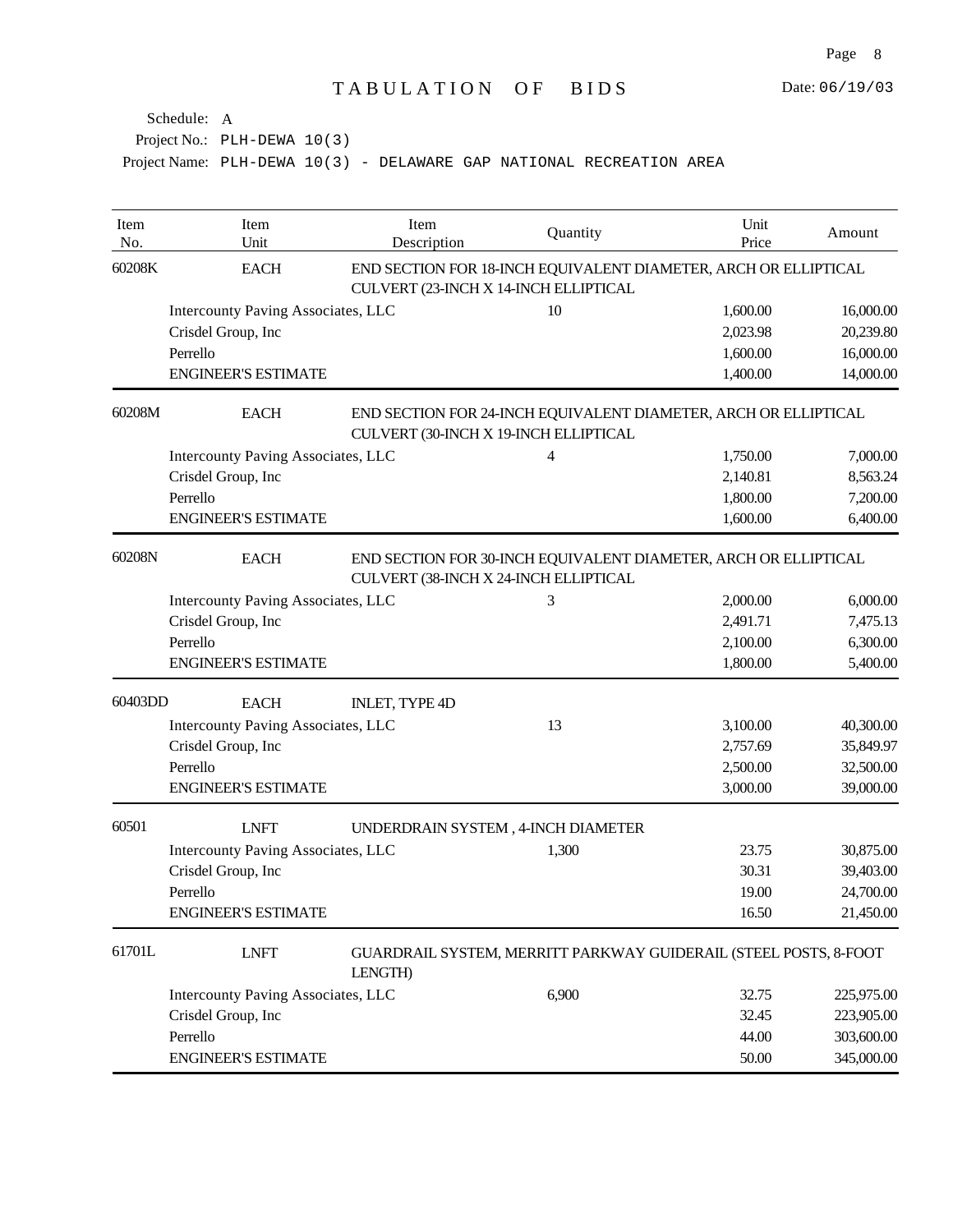# TABULATION OF BIDS

Date: 06/19/03

Schedule: A

Project No.: PLH-DEWA 10(3)

Project Name: PLH-DEWA 10(3) - DELAWARE GAP NATIONAL RECREATION AREA

| Item No. | Item Unit | Item Description | Quantity | Unit Price | Amount |
|---|---|---|---|---|---|
| 60208K | EACH | END SECTION FOR 18-INCH EQUIVALENT DIAMETER, ARCH OR ELLIPTICAL CULVERT (23-INCH X 14-INCH ELLIPTICAL | | | |
| | Intercounty Paving Associates, LLC | | 10 | 1,600.00 | 16,000.00 |
| | Crisdel Group, Inc | | | 2,023.98 | 20,239.80 |
| | Perrello | | | 1,600.00 | 16,000.00 |
| | ENGINEER'S ESTIMATE | | | 1,400.00 | 14,000.00 |
| 60208M | EACH | END SECTION FOR 24-INCH EQUIVALENT DIAMETER, ARCH OR ELLIPTICAL CULVERT (30-INCH X 19-INCH ELLIPTICAL | | | |
| | Intercounty Paving Associates, LLC | | 4 | 1,750.00 | 7,000.00 |
| | Crisdel Group, Inc | | | 2,140.81 | 8,563.24 |
| | Perrello | | | 1,800.00 | 7,200.00 |
| | ENGINEER'S ESTIMATE | | | 1,600.00 | 6,400.00 |
| 60208N | EACH | END SECTION FOR 30-INCH EQUIVALENT DIAMETER, ARCH OR ELLIPTICAL CULVERT (38-INCH X 24-INCH ELLIPTICAL | | | |
| | Intercounty Paving Associates, LLC | | 3 | 2,000.00 | 6,000.00 |
| | Crisdel Group, Inc | | | 2,491.71 | 7,475.13 |
| | Perrello | | | 2,100.00 | 6,300.00 |
| | ENGINEER'S ESTIMATE | | | 1,800.00 | 5,400.00 |
| 60403DD | EACH | INLET, TYPE 4D | | | |
| | Intercounty Paving Associates, LLC | | 13 | 3,100.00 | 40,300.00 |
| | Crisdel Group, Inc | | | 2,757.69 | 35,849.97 |
| | Perrello | | | 2,500.00 | 32,500.00 |
| | ENGINEER'S ESTIMATE | | | 3,000.00 | 39,000.00 |
| 60501 | LNFT | UNDERDRAIN SYSTEM , 4-INCH DIAMETER | | | |
| | Intercounty Paving Associates, LLC | | 1,300 | 23.75 | 30,875.00 |
| | Crisdel Group, Inc | | | 30.31 | 39,403.00 |
| | Perrello | | | 19.00 | 24,700.00 |
| | ENGINEER'S ESTIMATE | | | 16.50 | 21,450.00 |
| 61701L | LNFT | GUARDRAIL SYSTEM, MERRITT PARKWAY GUIDERAIL (STEEL POSTS, 8-FOOT LENGTH) | | | |
| | Intercounty Paving Associates, LLC | | 6,900 | 32.75 | 225,975.00 |
| | Crisdel Group, Inc | | | 32.45 | 223,905.00 |
| | Perrello | | | 44.00 | 303,600.00 |
| | ENGINEER'S ESTIMATE | | | 50.00 | 345,000.00 |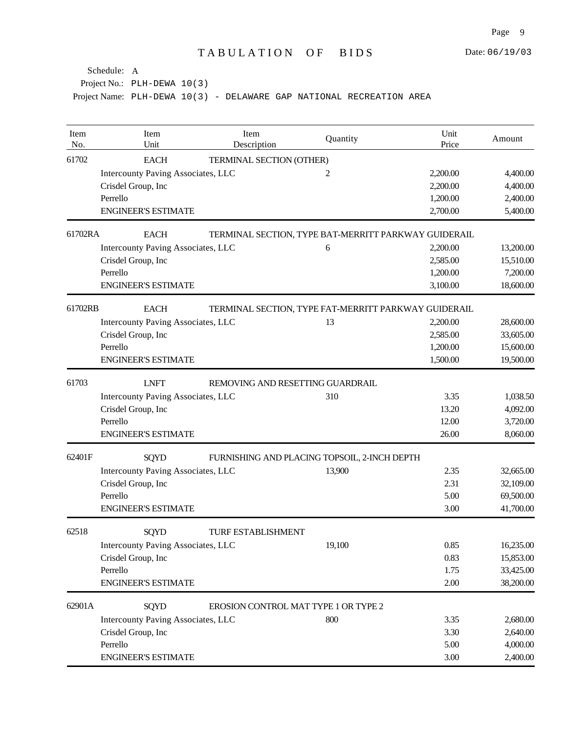# TABULATION OF BIDS

Date: 06/19/03

Schedule: A

Project No.: PLH-DEWA 10(3)

Project Name: PLH-DEWA 10(3) - DELAWARE GAP NATIONAL RECREATION AREA

| Item No. | Item Unit | Item Description | Quantity | Unit Price | Amount |
|---|---|---|---|---|---|
| 61702 | EACH | TERMINAL SECTION (OTHER) | | | |
| | Intercounty Paving Associates, LLC | | 2 | 2,200.00 | 4,400.00 |
| | Crisdel Group, Inc | | | 2,200.00 | 4,400.00 |
| | Perrello | | | 1,200.00 | 2,400.00 |
| | ENGINEER'S ESTIMATE | | | 2,700.00 | 5,400.00 |
| 61702RA | EACH | TERMINAL SECTION, TYPE BAT-MERRITT PARKWAY GUIDERAIL | | | |
| | Intercounty Paving Associates, LLC | | 6 | 2,200.00 | 13,200.00 |
| | Crisdel Group, Inc | | | 2,585.00 | 15,510.00 |
| | Perrello | | | 1,200.00 | 7,200.00 |
| | ENGINEER'S ESTIMATE | | | 3,100.00 | 18,600.00 |
| 61702RB | EACH | TERMINAL SECTION, TYPE FAT-MERRITT PARKWAY GUIDERAIL | | | |
| | Intercounty Paving Associates, LLC | | 13 | 2,200.00 | 28,600.00 |
| | Crisdel Group, Inc | | | 2,585.00 | 33,605.00 |
| | Perrello | | | 1,200.00 | 15,600.00 |
| | ENGINEER'S ESTIMATE | | | 1,500.00 | 19,500.00 |
| 61703 | LNFT | REMOVING AND RESETTING GUARDRAIL | | | |
| | Intercounty Paving Associates, LLC | | 310 | 3.35 | 1,038.50 |
| | Crisdel Group, Inc | | | 13.20 | 4,092.00 |
| | Perrello | | | 12.00 | 3,720.00 |
| | ENGINEER'S ESTIMATE | | | 26.00 | 8,060.00 |
| 62401F | SQYD | FURNISHING AND PLACING TOPSOIL, 2-INCH DEPTH | | | |
| | Intercounty Paving Associates, LLC | | 13,900 | 2.35 | 32,665.00 |
| | Crisdel Group, Inc | | | 2.31 | 32,109.00 |
| | Perrello | | | 5.00 | 69,500.00 |
| | ENGINEER'S ESTIMATE | | | 3.00 | 41,700.00 |
| 62518 | SQYD | TURF ESTABLISHMENT | | | |
| | Intercounty Paving Associates, LLC | | 19,100 | 0.85 | 16,235.00 |
| | Crisdel Group, Inc | | | 0.83 | 15,853.00 |
| | Perrello | | | 1.75 | 33,425.00 |
| | ENGINEER'S ESTIMATE | | | 2.00 | 38,200.00 |
| 62901A | SQYD | EROSION CONTROL MAT TYPE 1 OR TYPE 2 | | | |
| | Intercounty Paving Associates, LLC | | 800 | 3.35 | 2,680.00 |
| | Crisdel Group, Inc | | | 3.30 | 2,640.00 |
| | Perrello | | | 5.00 | 4,000.00 |
| | ENGINEER'S ESTIMATE | | | 3.00 | 2,400.00 |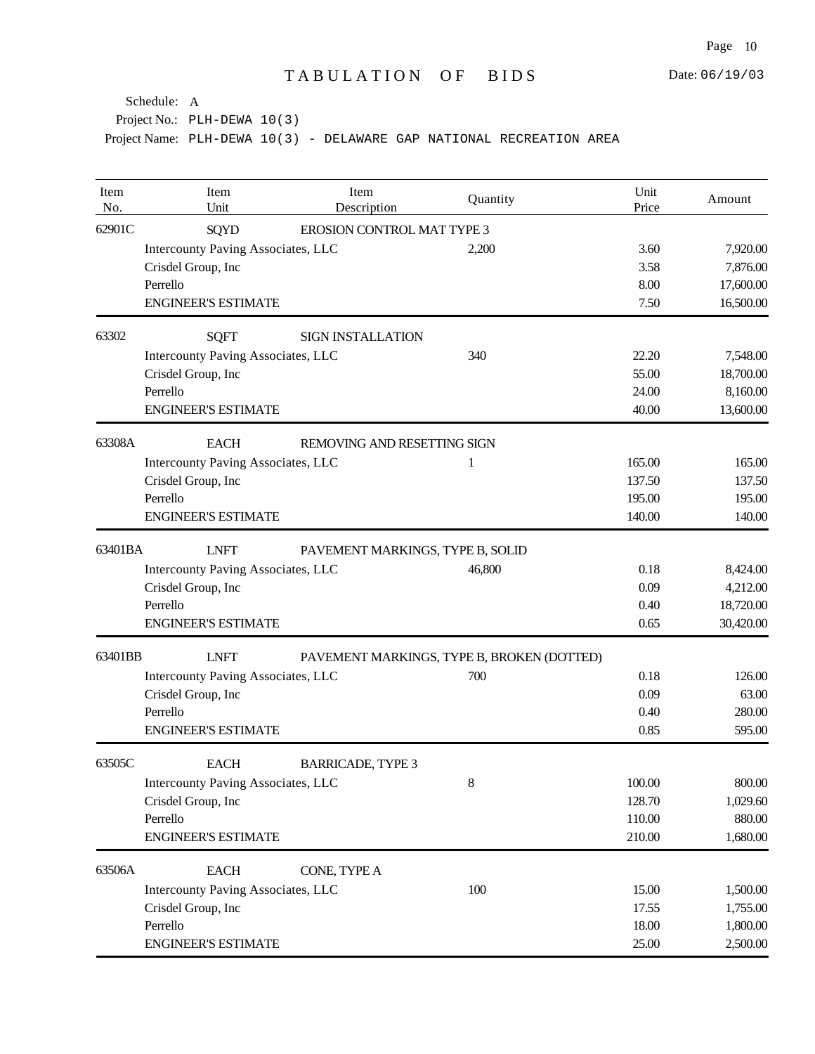# TABULATION OF BIDS

Date: 06/19/03

Schedule: A

Project No.: PLH-DEWA 10(3)

Project Name: PLH-DEWA 10(3) - DELAWARE GAP NATIONAL RECREATION AREA

| Item No. | Item Unit | Item Description | Quantity | Unit Price | Amount |
|---|---|---|---|---|---|
| 62901C | SQYD | EROSION CONTROL MAT TYPE 3 | | | |
| | Intercounty Paving Associates, LLC | | 2,200 | 3.60 | 7,920.00 |
| | Crisdel Group, Inc | | | 3.58 | 7,876.00 |
| | Perrello | | | 8.00 | 17,600.00 |
| | ENGINEER'S ESTIMATE | | | 7.50 | 16,500.00 |
| 63302 | SQFT | SIGN INSTALLATION | | | |
| | Intercounty Paving Associates, LLC | | 340 | 22.20 | 7,548.00 |
| | Crisdel Group, Inc | | | 55.00 | 18,700.00 |
| | Perrello | | | 24.00 | 8,160.00 |
| | ENGINEER'S ESTIMATE | | | 40.00 | 13,600.00 |
| 63308A | EACH | REMOVING AND RESETTING SIGN | | | |
| | Intercounty Paving Associates, LLC | | 1 | 165.00 | 165.00 |
| | Crisdel Group, Inc | | | 137.50 | 137.50 |
| | Perrello | | | 195.00 | 195.00 |
| | ENGINEER'S ESTIMATE | | | 140.00 | 140.00 |
| 63401BA | LNFT | PAVEMENT MARKINGS, TYPE B, SOLID | | | |
| | Intercounty Paving Associates, LLC | | 46,800 | 0.18 | 8,424.00 |
| | Crisdel Group, Inc | | | 0.09 | 4,212.00 |
| | Perrello | | | 0.40 | 18,720.00 |
| | ENGINEER'S ESTIMATE | | | 0.65 | 30,420.00 |
| 63401BB | LNFT | PAVEMENT MARKINGS, TYPE B, BROKEN (DOTTED) | | | |
| | Intercounty Paving Associates, LLC | | 700 | 0.18 | 126.00 |
| | Crisdel Group, Inc | | | 0.09 | 63.00 |
| | Perrello | | | 0.40 | 280.00 |
| | ENGINEER'S ESTIMATE | | | 0.85 | 595.00 |
| 63505C | EACH | BARRICADE, TYPE 3 | | | |
| | Intercounty Paving Associates, LLC | | 8 | 100.00 | 800.00 |
| | Crisdel Group, Inc | | | 128.70 | 1,029.60 |
| | Perrello | | | 110.00 | 880.00 |
| | ENGINEER'S ESTIMATE | | | 210.00 | 1,680.00 |
| 63506A | EACH | CONE, TYPE A | | | |
| | Intercounty Paving Associates, LLC | | 100 | 15.00 | 1,500.00 |
| | Crisdel Group, Inc | | | 17.55 | 1,755.00 |
| | Perrello | | | 18.00 | 1,800.00 |
| | ENGINEER'S ESTIMATE | | | 25.00 | 2,500.00 |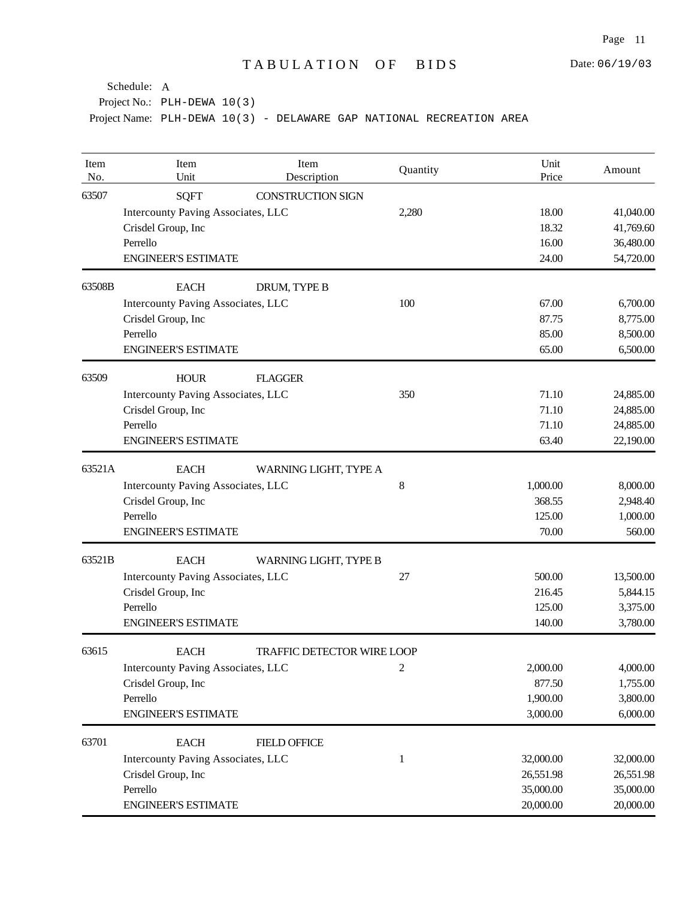# TABULATION OF BIDS

Date: 06/19/03

Schedule: A

Project No.: PLH-DEWA 10(3)

Project Name: PLH-DEWA 10(3) - DELAWARE GAP NATIONAL RECREATION AREA

| Item No. | Item Unit | Item Description | Quantity | Unit Price | Amount |
|---|---|---|---|---|---|
| 63507 | SQFT | CONSTRUCTION SIGN | | | |
| | Intercounty Paving Associates, LLC | | 2,280 | 18.00 | 41,040.00 |
| | Crisdel Group, Inc | | | 18.32 | 41,769.60 |
| | Perrello | | | 16.00 | 36,480.00 |
| | ENGINEER'S ESTIMATE | | | 24.00 | 54,720.00 |
| 63508B | EACH | DRUM, TYPE B | | | |
| | Intercounty Paving Associates, LLC | | 100 | 67.00 | 6,700.00 |
| | Crisdel Group, Inc | | | 87.75 | 8,775.00 |
| | Perrello | | | 85.00 | 8,500.00 |
| | ENGINEER'S ESTIMATE | | | 65.00 | 6,500.00 |
| 63509 | HOUR | FLAGGER | | | |
| | Intercounty Paving Associates, LLC | | 350 | 71.10 | 24,885.00 |
| | Crisdel Group, Inc | | | 71.10 | 24,885.00 |
| | Perrello | | | 71.10 | 24,885.00 |
| | ENGINEER'S ESTIMATE | | | 63.40 | 22,190.00 |
| 63521A | EACH | WARNING LIGHT, TYPE A | | | |
| | Intercounty Paving Associates, LLC | | 8 | 1,000.00 | 8,000.00 |
| | Crisdel Group, Inc | | | 368.55 | 2,948.40 |
| | Perrello | | | 125.00 | 1,000.00 |
| | ENGINEER'S ESTIMATE | | | 70.00 | 560.00 |
| 63521B | EACH | WARNING LIGHT, TYPE B | | | |
| | Intercounty Paving Associates, LLC | | 27 | 500.00 | 13,500.00 |
| | Crisdel Group, Inc | | | 216.45 | 5,844.15 |
| | Perrello | | | 125.00 | 3,375.00 |
| | ENGINEER'S ESTIMATE | | | 140.00 | 3,780.00 |
| 63615 | EACH | TRAFFIC DETECTOR WIRE LOOP | | | |
| | Intercounty Paving Associates, LLC | | 2 | 2,000.00 | 4,000.00 |
| | Crisdel Group, Inc | | | 877.50 | 1,755.00 |
| | Perrello | | | 1,900.00 | 3,800.00 |
| | ENGINEER'S ESTIMATE | | | 3,000.00 | 6,000.00 |
| 63701 | EACH | FIELD OFFICE | | | |
| | Intercounty Paving Associates, LLC | | 1 | 32,000.00 | 32,000.00 |
| | Crisdel Group, Inc | | | 26,551.98 | 26,551.98 |
| | Perrello | | | 35,000.00 | 35,000.00 |
| | ENGINEER'S ESTIMATE | | | 20,000.00 | 20,000.00 |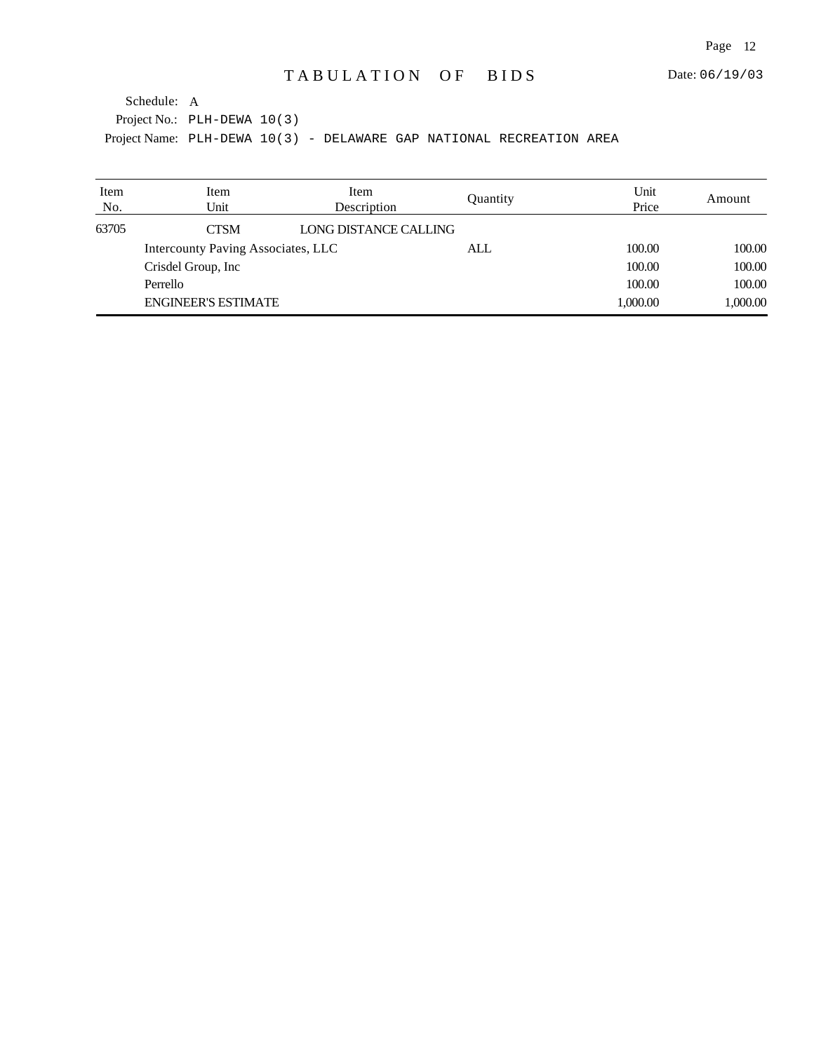# TABULATION OF BIDS

Date: 06/19/03

Schedule: A

Project No.: PLH-DEWA 10(3)

Project Name: PLH-DEWA 10(3) - DELAWARE GAP NATIONAL RECREATION AREA

| Item No. | Item Unit | Item Description | Quantity | Unit Price | Amount |
|---|---|---|---|---|---|
| 63705 | CTSM | LONG DISTANCE CALLING | | | |
| | Intercounty Paving Associates, LLC | | ALL | 100.00 | 100.00 |
| | Crisdel Group, Inc | | | 100.00 | 100.00 |
| | Perrello | | | 100.00 | 100.00 |
| | ENGINEER'S ESTIMATE | | | 1,000.00 | 1,000.00 |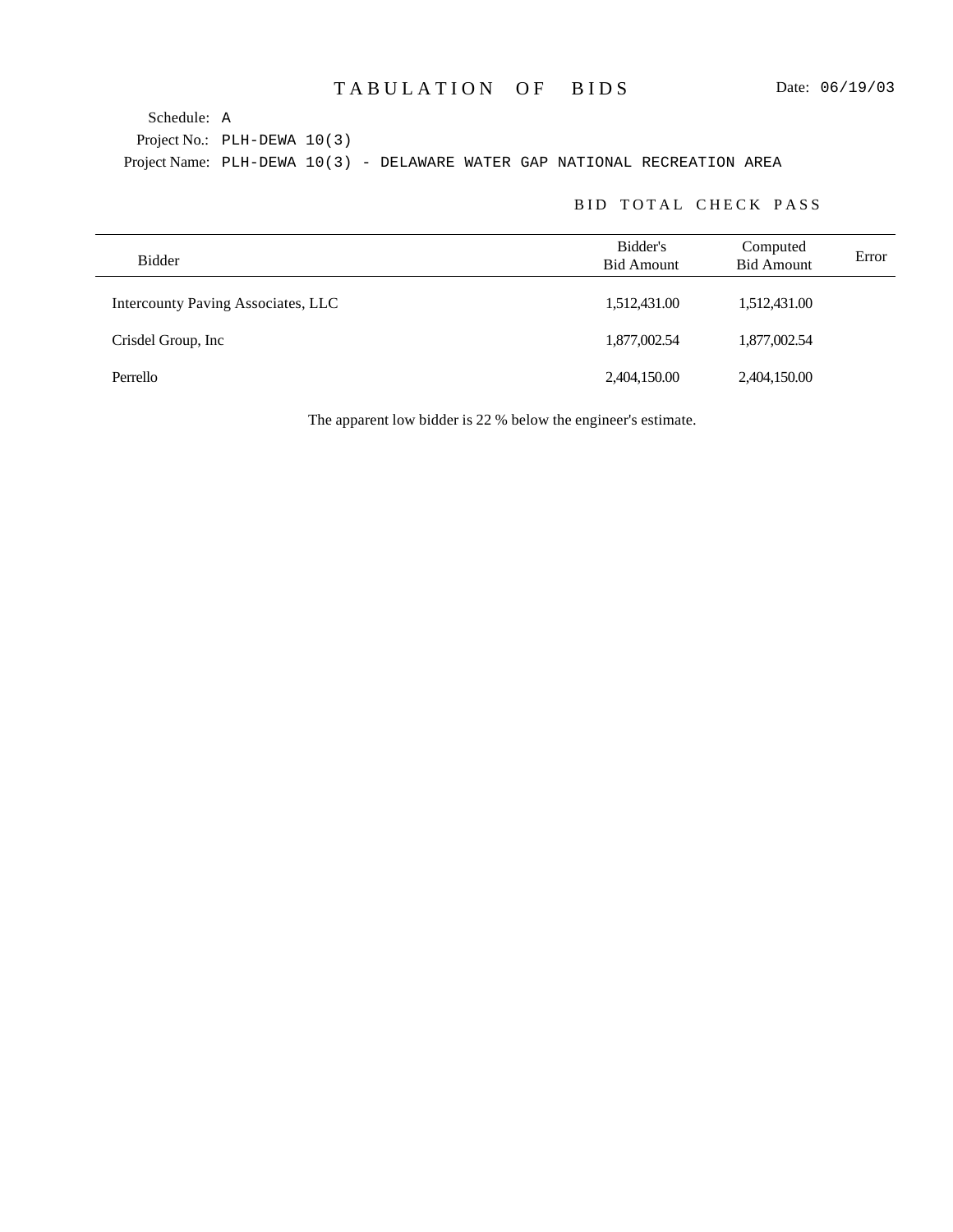# TABULATION OF BIDS

Date: 06/19/03

Schedule: A

Project No.: PLH-DEWA 10(3)

Project Name: PLH-DEWA 10(3) - DELAWARE WATER GAP NATIONAL RECREATION AREA

## BID TOTAL CHECK PASS

| Bidder | Bidder's Bid Amount | Computed Bid Amount | Error |
|---|---|---|---|
| Intercounty Paving Associates, LLC | 1,512,431.00 | 1,512,431.00 | |
| Crisdel Group, Inc | 1,877,002.54 | 1,877,002.54 | |
| Perrello | 2,404,150.00 | 2,404,150.00 | |

The apparent low bidder is 22 % below the engineer's estimate.